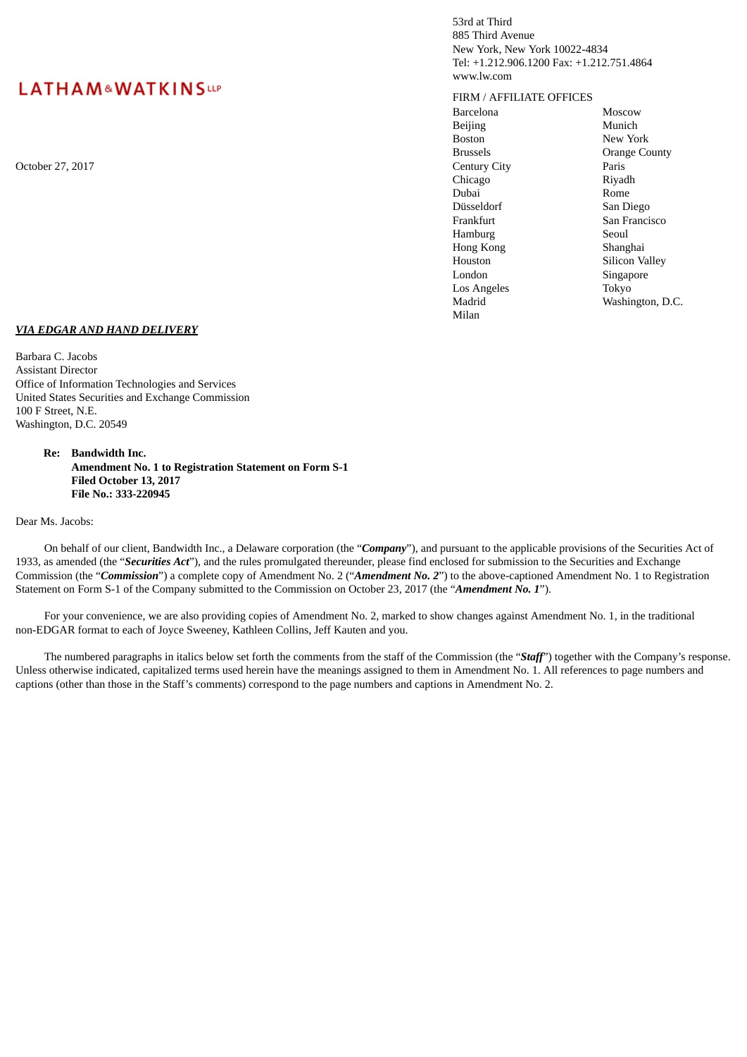LATHAM&WATKINS LLP

53rd at Third
885 Third Avenue
New York, New York 10022-4834
Tel: +1.212.906.1200 Fax: +1.212.751.4864
www.lw.com

FIRM / AFFILIATE OFFICES

| | |
|---|---|
| Barcelona | Moscow |
| Beijing | Munich |
| Boston | New York |
| Brussels | Orange County |
| Century City | Paris |
| Chicago | Riyadh |
| Dubai | Rome |
| Düsseldorf | San Diego |
| Frankfurt | San Francisco |
| Hamburg | Seoul |
| Hong Kong | Shanghai |
| Houston | Silicon Valley |
| London | Singapore |
| Los Angeles | Tokyo |
| Madrid | Washington, D.C. |
| Milan | |

October 27, 2017

***VIA EDGAR AND HAND DELIVERY***

Barbara C. Jacobs
Assistant Director
Office of Information Technologies and Services
United States Securities and Exchange Commission
100 F Street, N.E.
Washington, D.C. 20549

**Re: Bandwidth Inc.**
**Amendment No. 1 to Registration Statement on Form S-1**
**Filed October 13, 2017**
**File No.: 333-220945**

Dear Ms. Jacobs:

On behalf of our client, Bandwidth Inc., a Delaware corporation (the "***Company***"), and pursuant to the applicable provisions of the Securities Act of 1933, as amended (the "***Securities Act***"), and the rules promulgated thereunder, please find enclosed for submission to the Securities and Exchange Commission (the "***Commission***") a complete copy of Amendment No. 2 ("***Amendment No. 2***") to the above-captioned Amendment No. 1 to Registration Statement on Form S-1 of the Company submitted to the Commission on October 23, 2017 (the "***Amendment No. 1***").

For your convenience, we are also providing copies of Amendment No. 2, marked to show changes against Amendment No. 1, in the traditional non-EDGAR format to each of Joyce Sweeney, Kathleen Collins, Jeff Kauten and you.

The numbered paragraphs in italics below set forth the comments from the staff of the Commission (the "***Staff***") together with the Company's response. Unless otherwise indicated, capitalized terms used herein have the meanings assigned to them in Amendment No. 1. All references to page numbers and captions (other than those in the Staff's comments) correspond to the page numbers and captions in Amendment No. 2.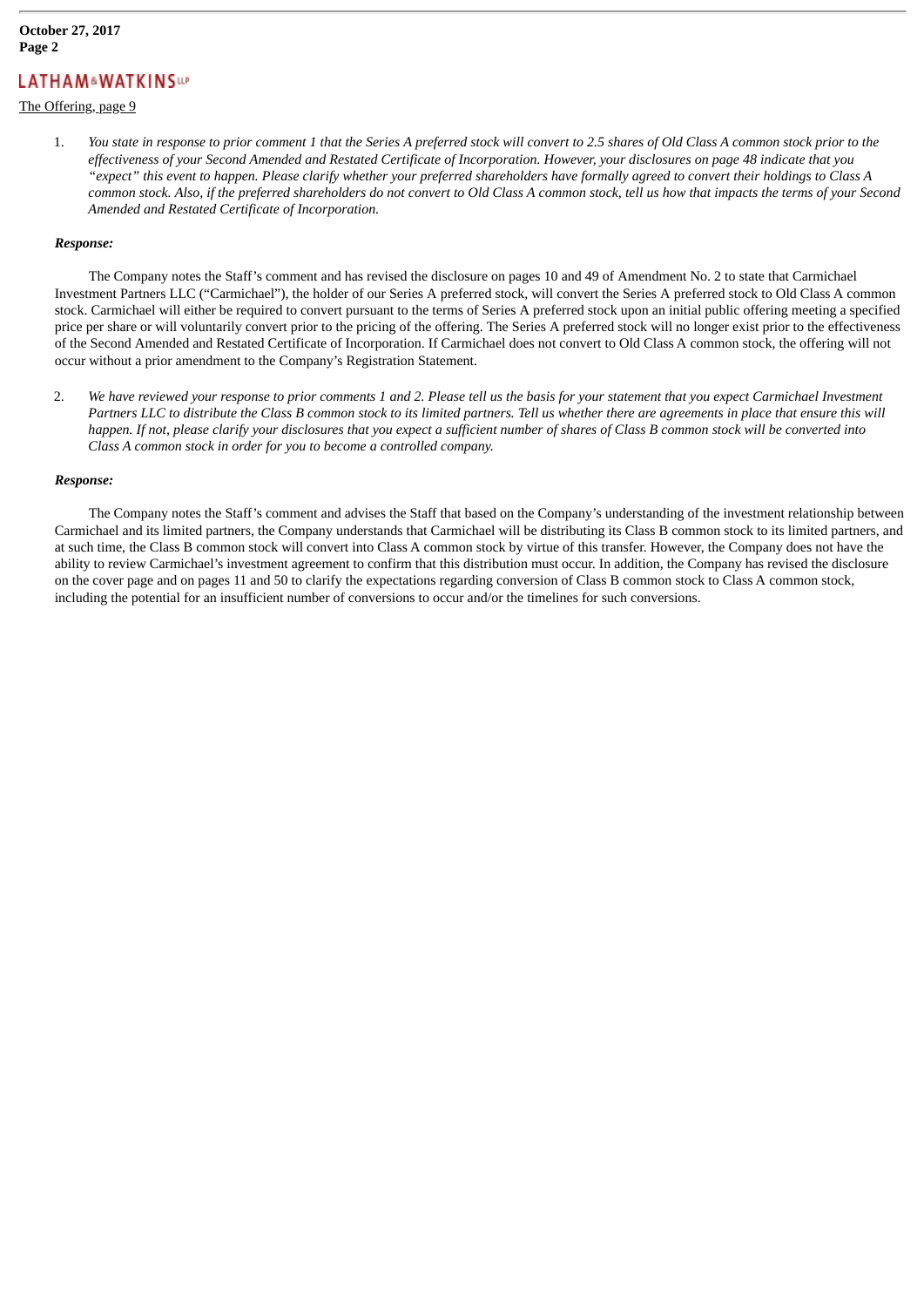The Offering, page 9

1. *You state in response to prior comment 1 that the Series A preferred stock will convert to 2.5 shares of Old Class A common stock prior to the effectiveness of your Second Amended and Restated Certificate of Incorporation. However, your disclosures on page 48 indicate that you "expect" this event to happen. Please clarify whether your preferred shareholders have formally agreed to convert their holdings to Class A common stock. Also, if the preferred shareholders do not convert to Old Class A common stock, tell us how that impacts the terms of your Second Amended and Restated Certificate of Incorporation.*

***Response:***

The Company notes the Staff's comment and has revised the disclosure on pages 10 and 49 of Amendment No. 2 to state that Carmichael Investment Partners LLC ("Carmichael"), the holder of our Series A preferred stock, will convert the Series A preferred stock to Old Class A common stock. Carmichael will either be required to convert pursuant to the terms of Series A preferred stock upon an initial public offering meeting a specified price per share or will voluntarily convert prior to the pricing of the offering. The Series A preferred stock will no longer exist prior to the effectiveness of the Second Amended and Restated Certificate of Incorporation. If Carmichael does not convert to Old Class A common stock, the offering will not occur without a prior amendment to the Company's Registration Statement.

2. *We have reviewed your response to prior comments 1 and 2. Please tell us the basis for your statement that you expect Carmichael Investment Partners LLC to distribute the Class B common stock to its limited partners. Tell us whether there are agreements in place that ensure this will happen. If not, please clarify your disclosures that you expect a sufficient number of shares of Class B common stock will be converted into Class A common stock in order for you to become a controlled company.*

***Response:***

The Company notes the Staff's comment and advises the Staff that based on the Company's understanding of the investment relationship between Carmichael and its limited partners, the Company understands that Carmichael will be distributing its Class B common stock to its limited partners, and at such time, the Class B common stock will convert into Class A common stock by virtue of this transfer. However, the Company does not have the ability to review Carmichael's investment agreement to confirm that this distribution must occur. In addition, the Company has revised the disclosure on the cover page and on pages 11 and 50 to clarify the expectations regarding conversion of Class B common stock to Class A common stock, including the potential for an insufficient number of conversions to occur and/or the timelines for such conversions.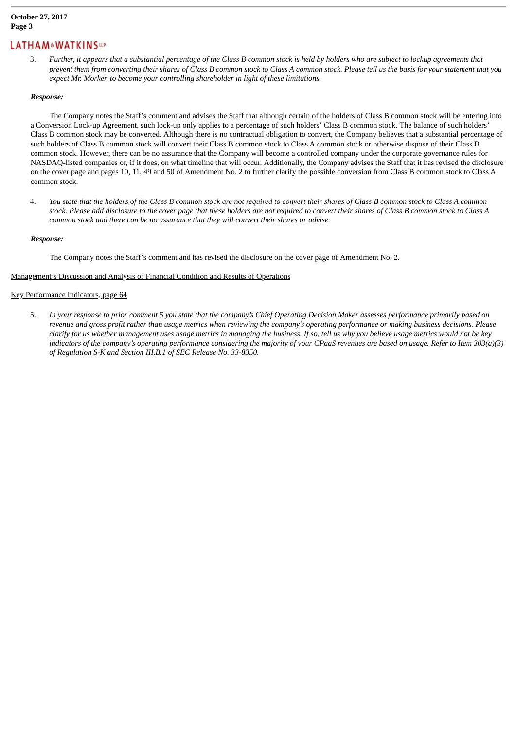3. *Further, it appears that a substantial percentage of the Class B common stock is held by holders who are subject to lockup agreements that prevent them from converting their shares of Class B common stock to Class A common stock. Please tell us the basis for your statement that you expect Mr. Morken to become your controlling shareholder in light of these limitations.*

***Response:***

The Company notes the Staff's comment and advises the Staff that although certain of the holders of Class B common stock will be entering into a Conversion Lock-up Agreement, such lock-up only applies to a percentage of such holders' Class B common stock. The balance of such holders' Class B common stock may be converted. Although there is no contractual obligation to convert, the Company believes that a substantial percentage of such holders of Class B common stock will convert their Class B common stock to Class A common stock or otherwise dispose of their Class B common stock. However, there can be no assurance that the Company will become a controlled company under the corporate governance rules for NASDAQ-listed companies or, if it does, on what timeline that will occur. Additionally, the Company advises the Staff that it has revised the disclosure on the cover page and pages 10, 11, 49 and 50 of Amendment No. 2 to further clarify the possible conversion from Class B common stock to Class A common stock.

4. *You state that the holders of the Class B common stock are not required to convert their shares of Class B common stock to Class A common stock. Please add disclosure to the cover page that these holders are not required to convert their shares of Class B common stock to Class A common stock and there can be no assurance that they will convert their shares or advise.*

***Response:***

The Company notes the Staff's comment and has revised the disclosure on the cover page of Amendment No. 2.

<u>Management's Discussion and Analysis of Financial Condition and Results of Operations</u>

<u>Key Performance Indicators, page 64</u>

5. *In your response to prior comment 5 you state that the company's Chief Operating Decision Maker assesses performance primarily based on revenue and gross profit rather than usage metrics when reviewing the company's operating performance or making business decisions. Please clarify for us whether management uses usage metrics in managing the business. If so, tell us why you believe usage metrics would not be key indicators of the company's operating performance considering the majority of your CPaaS revenues are based on usage. Refer to Item 303(a)(3) of Regulation S-K and Section III.B.1 of SEC Release No. 33-8350.*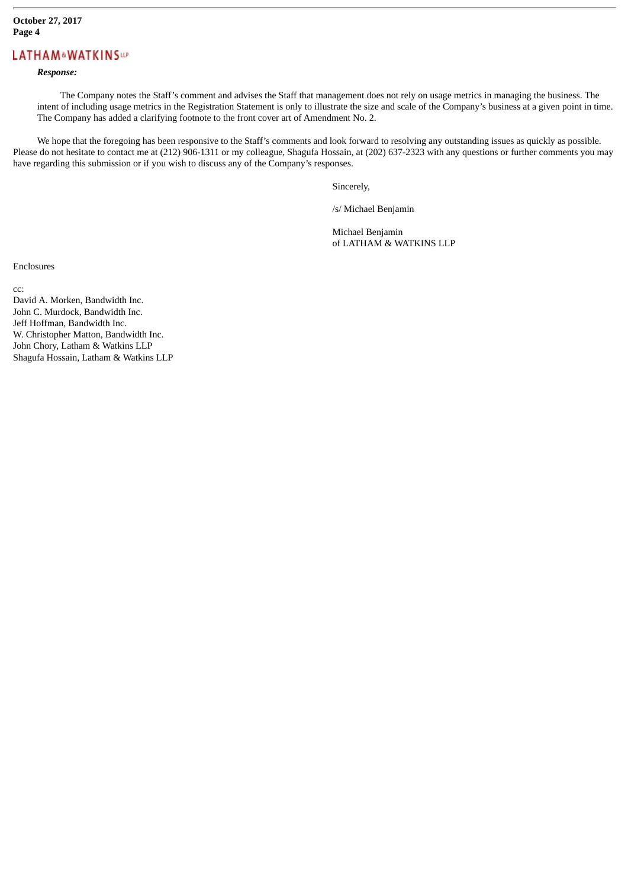***Response:***

The Company notes the Staff's comment and advises the Staff that management does not rely on usage metrics in managing the business. The intent of including usage metrics in the Registration Statement is only to illustrate the size and scale of the Company's business at a given point in time. The Company has added a clarifying footnote to the front cover art of Amendment No. 2.

We hope that the foregoing has been responsive to the Staff's comments and look forward to resolving any outstanding issues as quickly as possible. Please do not hesitate to contact me at (212) 906-1311 or my colleague, Shagufa Hossain, at (202) 637-2323 with any questions or further comments you may have regarding this submission or if you wish to discuss any of the Company's responses.

Sincerely,

/s/ Michael Benjamin

Michael Benjamin
of LATHAM & WATKINS LLP

Enclosures

cc:
David A. Morken, Bandwidth Inc.
John C. Murdock, Bandwidth Inc.
Jeff Hoffman, Bandwidth Inc.
W. Christopher Matton, Bandwidth Inc.
John Chory, Latham & Watkins LLP
Shagufa Hossain, Latham & Watkins LLP